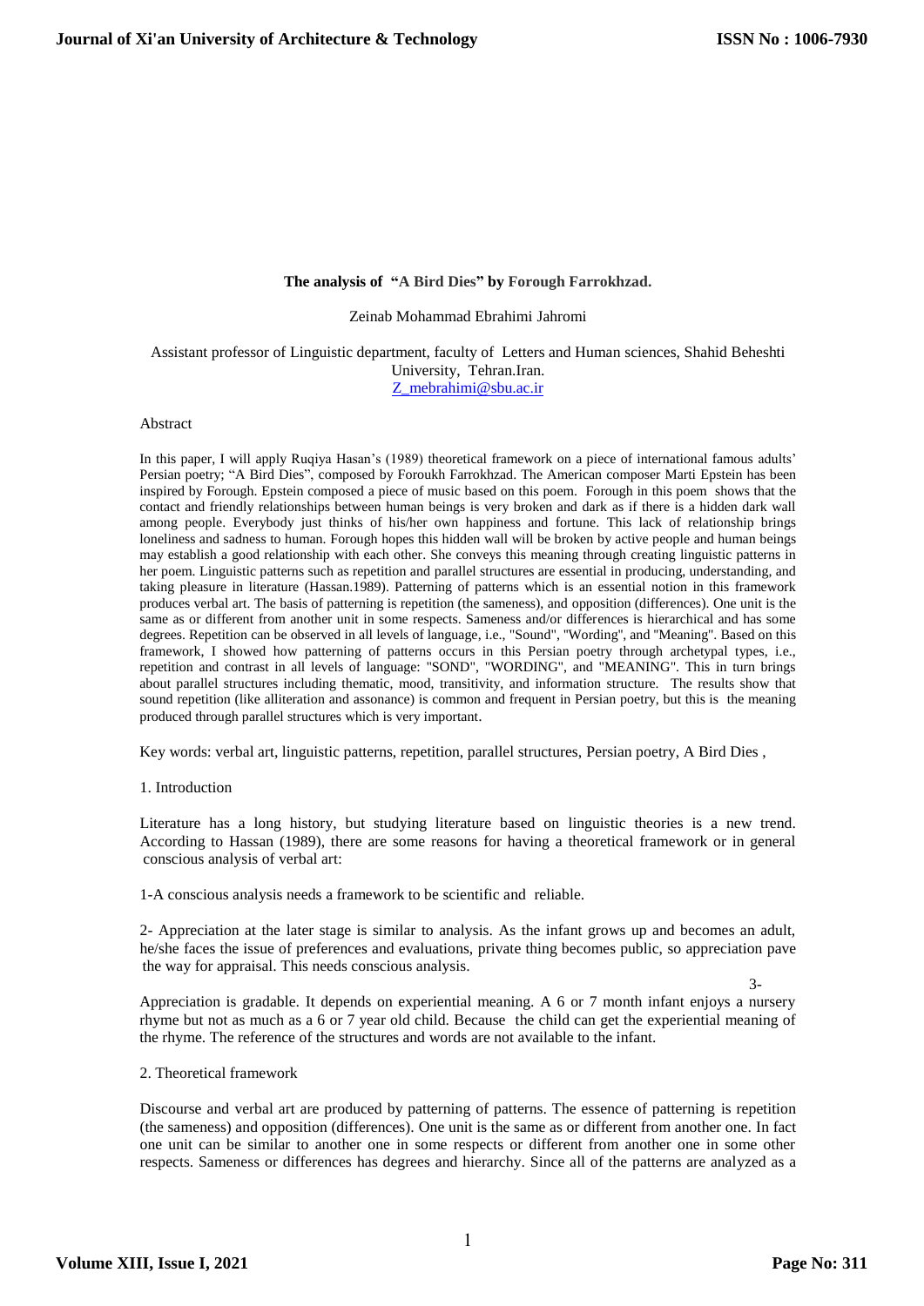**The analysis of "A Bird Dies" by Forough Farrokhzad.**

Zeinab Mohammad Ebrahimi Jahromi

Assistant professor of Linguistic department, faculty of Letters and Human sciences, Shahid Beheshti University, Tehran.Iran.
Z_mebrahimi@sbu.ac.ir

Abstract

In this paper, I will apply Ruqiya Hasan's (1989) theoretical framework on a piece of international famous adults' Persian poetry; "A Bird Dies", composed by Foroukh Farrokhzad. The American composer Marti Epstein has been inspired by Forough. Epstein composed a piece of music based on this poem. Forough in this poem shows that the contact and friendly relationships between human beings is very broken and dark as if there is a hidden dark wall among people. Everybody just thinks of his/her own happiness and fortune. This lack of relationship brings loneliness and sadness to human. Forough hopes this hidden wall will be broken by active people and human beings may establish a good relationship with each other. She conveys this meaning through creating linguistic patterns in her poem. Linguistic patterns such as repetition and parallel structures are essential in producing, understanding, and taking pleasure in literature (Hassan.1989). Patterning of patterns which is an essential notion in this framework produces verbal art. The basis of patterning is repetition (the sameness), and opposition (differences). One unit is the same as or different from another unit in some respects. Sameness and/or differences is hierarchical and has some degrees. Repetition can be observed in all levels of language, i.e., "Sound", "Wording", and "Meaning". Based on this framework, I showed how patterning of patterns occurs in this Persian poetry through archetypal types, i.e., repetition and contrast in all levels of language: "SOND", "WORDING", and "MEANING". This in turn brings about parallel structures including thematic, mood, transitivity, and information structure. The results show that sound repetition (like alliteration and assonance) is common and frequent in Persian poetry, but this is the meaning produced through parallel structures which is very important.

Key words: verbal art, linguistic patterns, repetition, parallel structures, Persian poetry, A Bird Dies ,

1. Introduction

Literature has a long history, but studying literature based on linguistic theories is a new trend. According to Hassan (1989), there are some reasons for having a theoretical framework or in general conscious analysis of verbal art:

1-A conscious analysis needs a framework to be scientific and reliable.

2- Appreciation at the later stage is similar to analysis. As the infant grows up and becomes an adult, he/she faces the issue of preferences and evaluations, private thing becomes public, so appreciation pave the way for appraisal. This needs conscious analysis.

3- Appreciation is gradable. It depends on experiential meaning. A 6 or 7 month infant enjoys a nursery rhyme but not as much as a 6 or 7 year old child. Because the child can get the experiential meaning of the rhyme. The reference of the structures and words are not available to the infant.

2. Theoretical framework

Discourse and verbal art are produced by patterning of patterns. The essence of patterning is repetition (the sameness) and opposition (differences). One unit is the same as or different from another one. In fact one unit can be similar to another one in some respects or different from another one in some other respects. Sameness or differences has degrees and hierarchy. Since all of the patterns are analyzed as a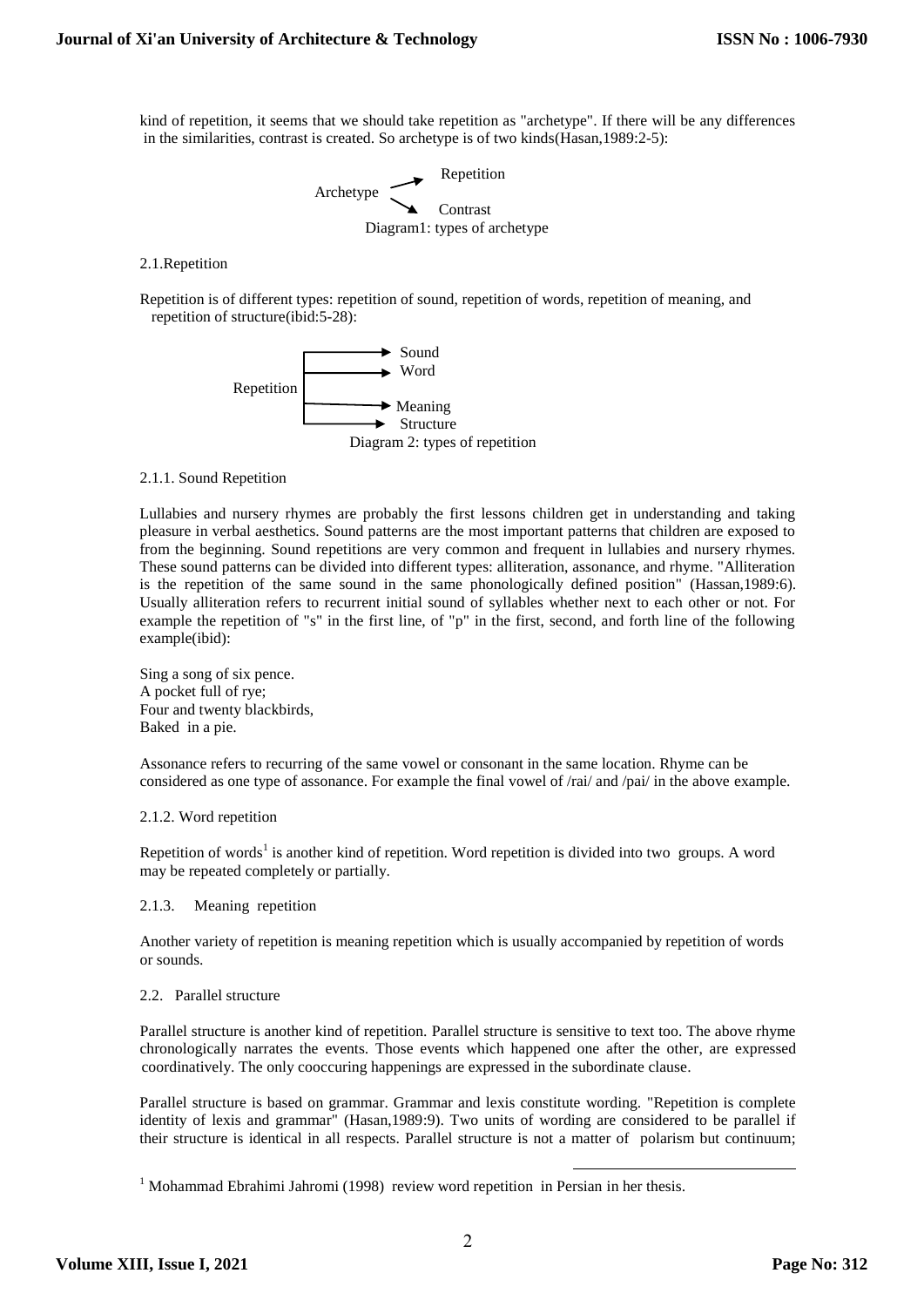kind of repetition, it seems that we should take repetition as "archetype". If there will be any differences in the similarities, contrast is created. So archetype is of two kinds(Hasan,1989:2-5):

```
                Repetition
Archetype  ↗
           ↘
                Contrast
```

Diagram1: types of archetype

2.1.Repetition

Repetition is of different types: repetition of sound, repetition of words, repetition of meaning, and repetition of structure(ibid:5-28):

```
           → Sound
           → Word
Repetition
           → Meaning
           → Structure
```

Diagram 2: types of repetition

2.1.1. Sound Repetition

Lullabies and nursery rhymes are probably the first lessons children get in understanding and taking pleasure in verbal aesthetics. Sound patterns are the most important patterns that children are exposed to from the beginning. Sound repetitions are very common and frequent in lullabies and nursery rhymes. These sound patterns can be divided into different types: alliteration, assonance, and rhyme. "Alliteration is the repetition of the same sound in the same phonologically defined position" (Hassan,1989:6). Usually alliteration refers to recurrent initial sound of syllables whether next to each other or not. For example the repetition of "s" in the first line, of "p" in the first, second, and forth line of the following example(ibid):

Sing a song of six pence.  
A pocket full of rye;  
Four and twenty blackbirds,  
Baked in a pie.

Assonance refers to recurring of the same vowel or consonant in the same location. Rhyme can be considered as one type of assonance. For example the final vowel of /rai/ and /pai/ in the above example.

2.1.2. Word repetition

Repetition of words[1] is another kind of repetition. Word repetition is divided into two groups. A word may be repeated completely or partially.

2.1.3. Meaning repetition

Another variety of repetition is meaning repetition which is usually accompanied by repetition of words or sounds.

2.2. Parallel structure

Parallel structure is another kind of repetition. Parallel structure is sensitive to text too. The above rhyme chronologically narrates the events. Those events which happened one after the other, are expressed coordinatively. The only cooccuring happenings are expressed in the subordinate clause.

Parallel structure is based on grammar. Grammar and lexis constitute wording. "Repetition is complete identity of lexis and grammar" (Hasan,1989:9). Two units of wording are considered to be parallel if their structure is identical in all respects. Parallel structure is not a matter of polarism but continuum;

[1] Mohammad Ebrahimi Jahromi (1998) review word repetition in Persian in her thesis.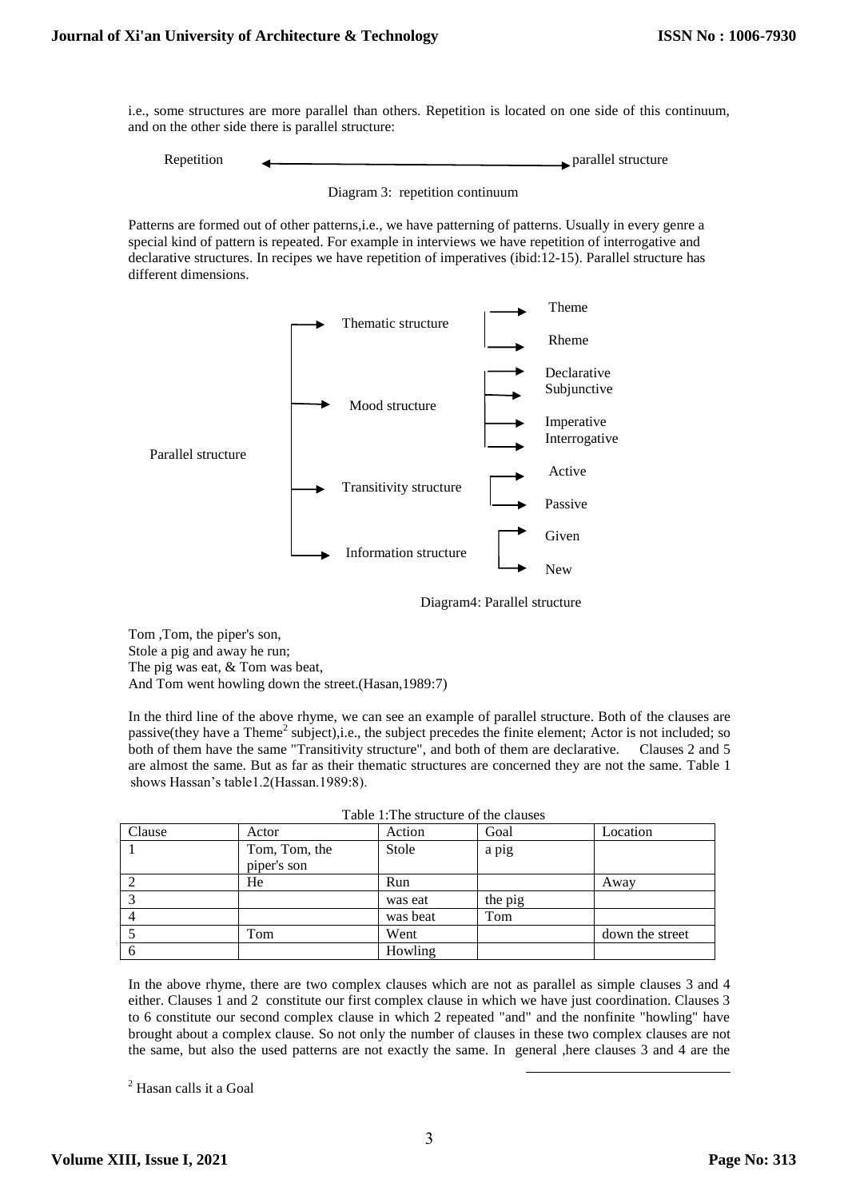i.e., some structures are more parallel than others. Repetition is located on one side of this continuum, and on the other side there is parallel structure:

Repetition ⟵――――――――――――――――⟶ parallel structure

Diagram 3: repetition continuum

Patterns are formed out of other patterns,i.e., we have patterning of patterns. Usually in every genre a special kind of pattern is repeated. For example in interviews we have repetition of interrogative and declarative structures. In recipes we have repetition of imperatives (ibid:12-15). Parallel structure has different dimensions.

- Parallel structure
  - Thematic structure
    - Theme
    - Rheme
  - Mood structure
    - Declarative
    - Subjunctive
    - Imperative
    - Interrogative
  - Transitivity structure
    - Active
    - Passive
  - Information structure
    - Given
    - New

Diagram4: Parallel structure

Tom ,Tom, the piper's son,  
Stole a pig and away he run;  
The pig was eat, & Tom was beat,  
And Tom went howling down the street.(Hasan,1989:7)

In the third line of the above rhyme, we can see an example of parallel structure. Both of the clauses are passive(they have a Theme[2] subject),i.e., the subject precedes the finite element; Actor is not included; so both of them have the same "Transitivity structure", and both of them are declarative. Clauses 2 and 5 are almost the same. But as far as their thematic structures are concerned they are not the same. Table 1 shows Hassan's table1.2(Hassan.1989:8).

Table 1:The structure of the clauses

| Clause | Actor | Action | Goal | Location |
|---|---|---|---|---|
| 1 | Tom, Tom, the piper's son | Stole | a pig | |
| 2 | He | Run | | Away |
| 3 | | was eat | the pig | |
| 4 | | was beat | Tom | |
| 5 | Tom | Went | | down the street |
| 6 | | Howling | | |

In the above rhyme, there are two complex clauses which are not as parallel as simple clauses 3 and 4 either. Clauses 1 and 2 constitute our first complex clause in which we have just coordination. Clauses 3 to 6 constitute our second complex clause in which 2 repeated "and" and the nonfinite "howling" have brought about a complex clause. So not only the number of clauses in these two complex clauses are not the same, but also the used patterns are not exactly the same. In general ,here clauses 3 and 4 are the

[2] Hasan calls it a Goal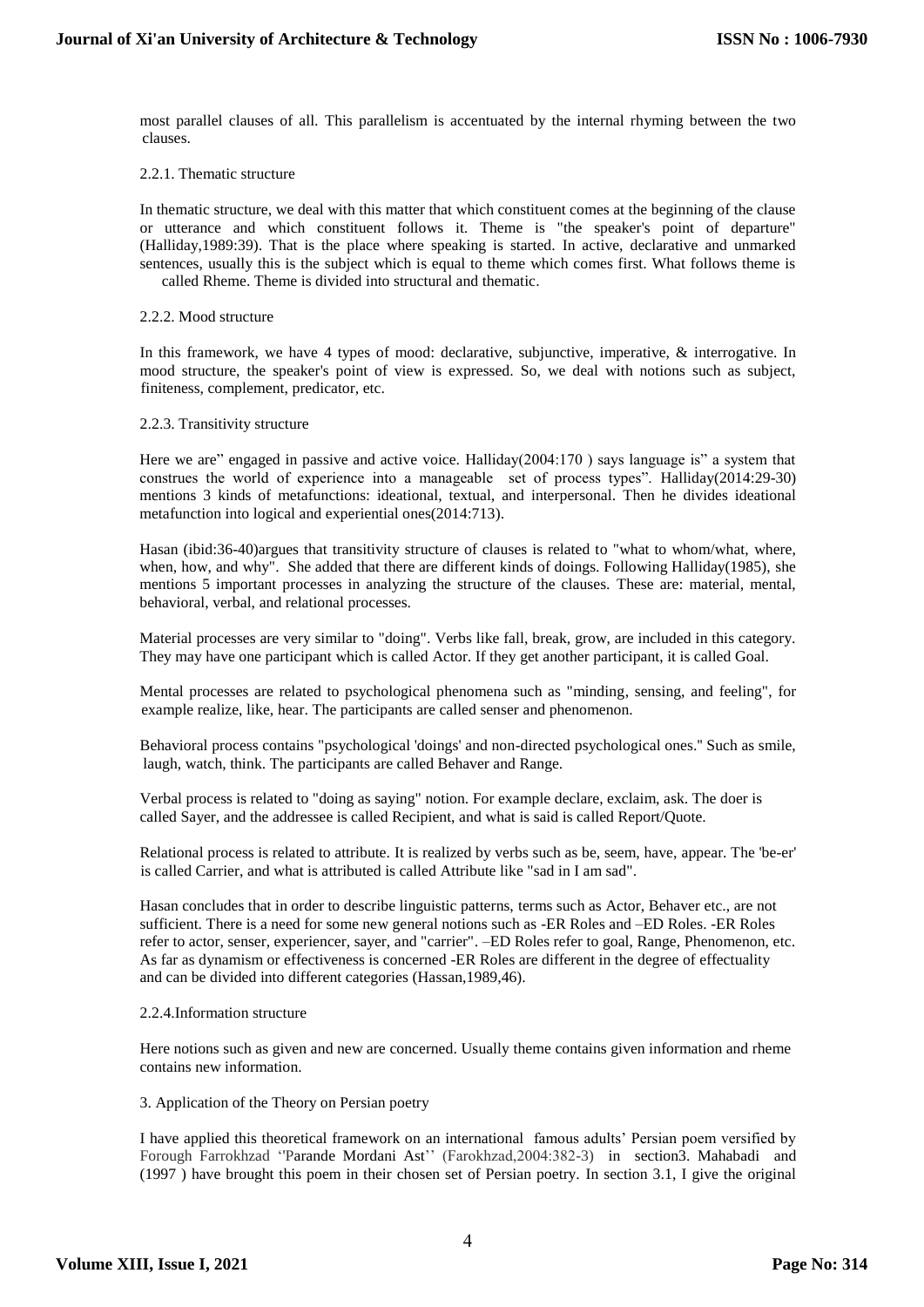most parallel clauses of all. This parallelism is accentuated by the internal rhyming between the two clauses.

### 2.2.1. Thematic structure

In thematic structure, we deal with this matter that which constituent comes at the beginning of the clause or utterance and which constituent follows it. Theme is "the speaker's point of departure" (Halliday,1989:39). That is the place where speaking is started. In active, declarative and unmarked sentences, usually this is the subject which is equal to theme which comes first. What follows theme is called Rheme. Theme is divided into structural and thematic.

### 2.2.2. Mood structure

In this framework, we have 4 types of mood: declarative, subjunctive, imperative, & interrogative. In mood structure, the speaker's point of view is expressed. So, we deal with notions such as subject, finiteness, complement, predicator, etc.

### 2.2.3. Transitivity structure

Here we are" engaged in passive and active voice. Halliday(2004:170 ) says language is" a system that construes the world of experience into a manageable set of process types". Halliday(2014:29-30) mentions 3 kinds of metafunctions: ideational, textual, and interpersonal. Then he divides ideational metafunction into logical and experiential ones(2014:713).

Hasan (ibid:36-40)argues that transitivity structure of clauses is related to "what to whom/what, where, when, how, and why". She added that there are different kinds of doings. Following Halliday(1985), she mentions 5 important processes in analyzing the structure of the clauses. These are: material, mental, behavioral, verbal, and relational processes.

Material processes are very similar to "doing". Verbs like fall, break, grow, are included in this category. They may have one participant which is called Actor. If they get another participant, it is called Goal.

Mental processes are related to psychological phenomena such as "minding, sensing, and feeling", for example realize, like, hear. The participants are called senser and phenomenon.

Behavioral process contains "psychological 'doings' and non-directed psychological ones." Such as smile, laugh, watch, think. The participants are called Behaver and Range.

Verbal process is related to "doing as saying" notion. For example declare, exclaim, ask. The doer is called Sayer, and the addressee is called Recipient, and what is said is called Report/Quote.

Relational process is related to attribute. It is realized by verbs such as be, seem, have, appear. The 'be-er' is called Carrier, and what is attributed is called Attribute like "sad in I am sad".

Hasan concludes that in order to describe linguistic patterns, terms such as Actor, Behaver etc., are not sufficient. There is a need for some new general notions such as -ER Roles and –ED Roles. -ER Roles refer to actor, senser, experiencer, sayer, and "carrier". –ED Roles refer to goal, Range, Phenomenon, etc. As far as dynamism or effectiveness is concerned -ER Roles are different in the degree of effectuality and can be divided into different categories (Hassan,1989,46).

### 2.2.4.Information structure

Here notions such as given and new are concerned. Usually theme contains given information and rheme contains new information.

## 3. Application of the Theory on Persian poetry

I have applied this theoretical framework on an international famous adults' Persian poem versified by Forough Farrokhzad ''Parande Mordani Ast'' (Farokhzad,2004:382-3) in section3. Mahabadi and (1997 ) have brought this poem in their chosen set of Persian poetry. In section 3.1, I give the original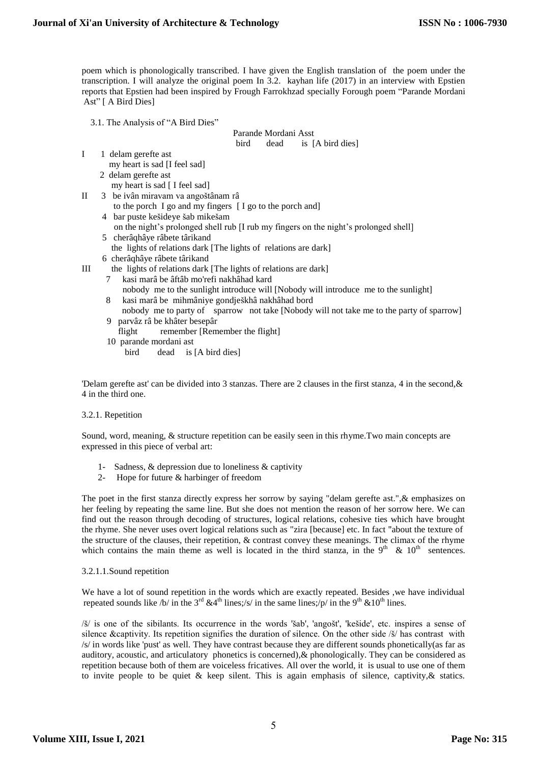poem which is phonologically transcribed. I have given the English translation of the poem under the transcription. I will analyze the original poem In 3.2. kayhan life (2017) in an interview with Epstien reports that Epstien had been inspired by Frough Farrokhzad specially Forough poem "Parande Mordani Ast" [ A Bird Dies]

3.1. The Analysis of "A Bird Dies"

Parande Mordani Asst
bird dead is [A bird dies]

I 1 delam gerefte ast
my heart is sad [I feel sad]
2 delam gerefte ast
my heart is sad [ I feel sad]

II 3 be ivân miravam va angoštânam râ
to the porch I go and my fingers [ I go to the porch and]
4 bar puste kešideye šab mikešam
on the night's prolonged shell rub [I rub my fingers on the night's prolonged shell]
5 cherâqhâye râbete târikand
the lights of relations dark [The lights of relations are dark]
6 cherâqhâye râbete târikand

III the lights of relations dark [The lights of relations are dark]
7 kasi marâ be âftâb mo'refi nakhâhad kard
nobody me to the sunlight introduce will [Nobody will introduce me to the sunlight]
8 kasi marâ be mihmâniye gondješkhâ nakhâhad bord
nobody me to party of sparrow not take [Nobody will not take me to the party of sparrow]
9 parvâz râ be khâter besepâr
flight remember [Remember the flight]
10 parande mordani ast
bird dead is [A bird dies]

'Delam gerefte ast' can be divided into 3 stanzas. There are 2 clauses in the first stanza, 4 in the second,& 4 in the third one.

3.2.1. Repetition

Sound, word, meaning, & structure repetition can be easily seen in this rhyme.Two main concepts are expressed in this piece of verbal art:

1- Sadness, & depression due to loneliness & captivity
2- Hope for future & harbinger of freedom

The poet in the first stanza directly express her sorrow by saying "delam gerefte ast.",& emphasizes on her feeling by repeating the same line. But she does not mention the reason of her sorrow here. We can find out the reason through decoding of structures, logical relations, cohesive ties which have brought the rhyme. She never uses overt logical relations such as "zira [because] etc. In fact "about the texture of the structure of the clauses, their repetition, & contrast convey these meanings. The climax of the rhyme which contains the main theme as well is located in the third stanza, in the 9th & 10th sentences.

3.2.1.1.Sound repetition

We have a lot of sound repetition in the words which are exactly repeated. Besides ,we have individual repeated sounds like /b/ in the 3rd &4th lines;/s/ in the same lines;/p/ in the 9th &10th lines.

/š/ is one of the sibilants. Its occurrence in the words 'šab', 'angošt', 'kešide', etc. inspires a sense of silence &captivity. Its repetition signifies the duration of silence. On the other side /š/ has contrast with /s/ in words like 'pust' as well. They have contrast because they are different sounds phonetically(as far as auditory, acoustic, and articulatory phonetics is concerned),& phonologically. They can be considered as repetition because both of them are voiceless fricatives. All over the world, it is usual to use one of them to invite people to be quiet & keep silent. This is again emphasis of silence, captivity,& statics.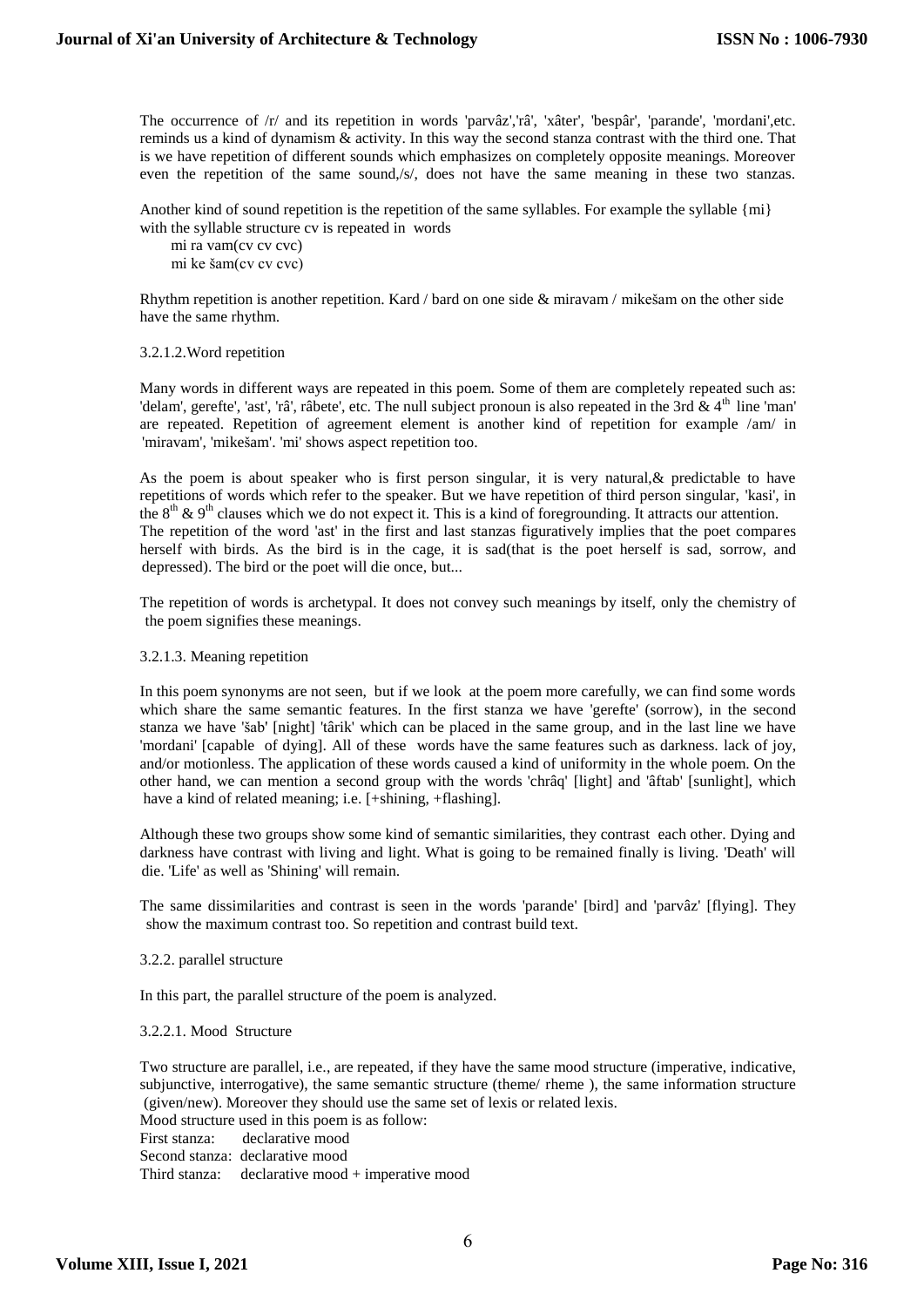The occurrence of /r/ and its repetition in words 'parvâz','râ', 'xâter', 'bespâr', 'parande', 'mordani',etc. reminds us a kind of dynamism & activity. In this way the second stanza contrast with the third one. That is we have repetition of different sounds which emphasizes on completely opposite meanings. Moreover even the repetition of the same sound,/s/, does not have the same meaning in these two stanzas.

Another kind of sound repetition is the repetition of the same syllables. For example the syllable {mi} with the syllable structure cv is repeated in words

mi ra vam(cv cv cvc)
mi ke šam(cv cv cvc)

Rhythm repetition is another repetition. Kard / bard on one side & miravam / mikešam on the other side have the same rhythm.

#### 3.2.1.2.Word repetition

Many words in different ways are repeated in this poem. Some of them are completely repeated such as: 'delam', gerefte', 'ast', 'râ', râbete', etc. The null subject pronoun is also repeated in the 3rd & 4th line 'man' are repeated. Repetition of agreement element is another kind of repetition for example /am/ in 'miravam', 'mikešam'. 'mi' shows aspect repetition too.

As the poem is about speaker who is first person singular, it is very natural,& predictable to have repetitions of words which refer to the speaker. But we have repetition of third person singular, 'kasi', in the 8th & 9th clauses which we do not expect it. This is a kind of foregrounding. It attracts our attention. The repetition of the word 'ast' in the first and last stanzas figuratively implies that the poet compares herself with birds. As the bird is in the cage, it is sad(that is the poet herself is sad, sorrow, and depressed). The bird or the poet will die once, but...

The repetition of words is archetypal. It does not convey such meanings by itself, only the chemistry of the poem signifies these meanings.

#### 3.2.1.3. Meaning repetition

In this poem synonyms are not seen, but if we look at the poem more carefully, we can find some words which share the same semantic features. In the first stanza we have 'gerefte' (sorrow), in the second stanza we have 'šab' [night] 'târik' which can be placed in the same group, and in the last line we have 'mordani' [capable of dying]. All of these words have the same features such as darkness. lack of joy, and/or motionless. The application of these words caused a kind of uniformity in the whole poem. On the other hand, we can mention a second group with the words 'chrâq' [light] and 'âftab' [sunlight], which have a kind of related meaning; i.e. [+shining, +flashing].

Although these two groups show some kind of semantic similarities, they contrast each other. Dying and darkness have contrast with living and light. What is going to be remained finally is living. 'Death' will die. 'Life' as well as 'Shining' will remain.

The same dissimilarities and contrast is seen in the words 'parande' [bird] and 'parvâz' [flying]. They show the maximum contrast too. So repetition and contrast build text.

### 3.2.2. parallel structure

In this part, the parallel structure of the poem is analyzed.

#### 3.2.2.1. Mood Structure

Two structure are parallel, i.e., are repeated, if they have the same mood structure (imperative, indicative, subjunctive, interrogative), the same semantic structure (theme/ rheme ), the same information structure (given/new). Moreover they should use the same set of lexis or related lexis.

Mood structure used in this poem is as follow:

First stanza: declarative mood
Second stanza: declarative mood
Third stanza: declarative mood + imperative mood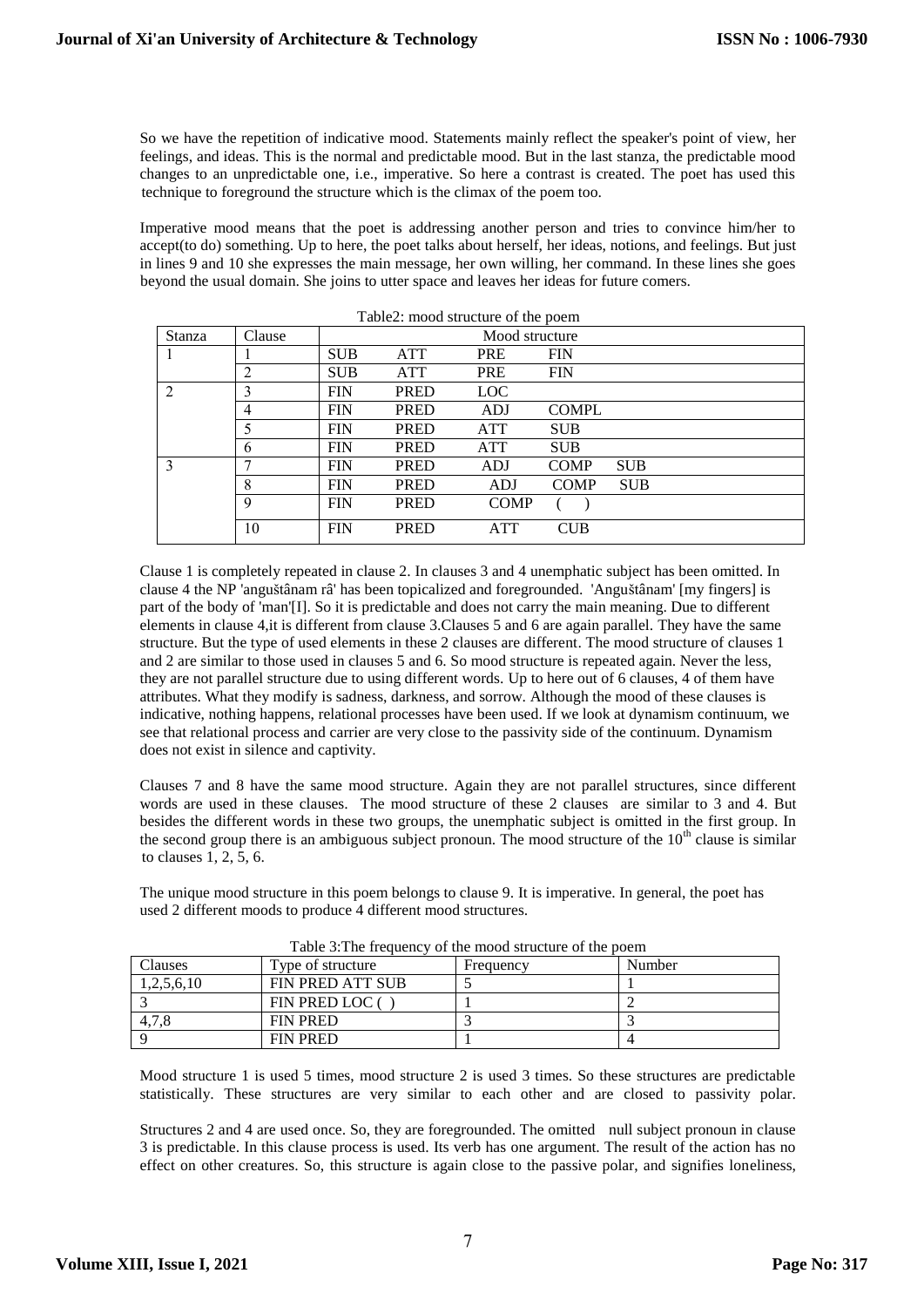So we have the repetition of indicative mood. Statements mainly reflect the speaker's point of view, her feelings, and ideas. This is the normal and predictable mood. But in the last stanza, the predictable mood changes to an unpredictable one, i.e., imperative. So here a contrast is created. The poet has used this technique to foreground the structure which is the climax of the poem too.

Imperative mood means that the poet is addressing another person and tries to convince him/her to accept(to do) something. Up to here, the poet talks about herself, her ideas, notions, and feelings. But just in lines 9 and 10 she expresses the main message, her own willing, her command. In these lines she goes beyond the usual domain. She joins to utter space and leaves her ideas for future comers.

Table2: mood structure of the poem

| Stanza | Clause | Mood structure | | | | |
|---|---|---|---|---|---|---|
| 1 | 1 | SUB | ATT | PRE | FIN | |
| | 2 | SUB | ATT | PRE | FIN | |
| 2 | 3 | FIN | PRED | LOC | | |
| | 4 | FIN | PRED | ADJ | COMPL | |
| | 5 | FIN | PRED | ATT | SUB | |
| | 6 | FIN | PRED | ATT | SUB | |
| 3 | 7 | FIN | PRED | ADJ | COMP | SUB |
| | 8 | FIN | PRED | ADJ | COMP | SUB |
| | 9 | FIN | PRED | COMP | ( ) | |
| | 10 | FIN | PRED | ATT | CUB | |

Clause 1 is completely repeated in clause 2. In clauses 3 and 4 unemphatic subject has been omitted. In clause 4 the NP 'anguštânam râ' has been topicalized and foregrounded. 'Anguštânam' [my fingers] is part of the body of 'man'[I]. So it is predictable and does not carry the main meaning. Due to different elements in clause 4,it is different from clause 3.Clauses 5 and 6 are again parallel. They have the same structure. But the type of used elements in these 2 clauses are different. The mood structure of clauses 1 and 2 are similar to those used in clauses 5 and 6. So mood structure is repeated again. Never the less, they are not parallel structure due to using different words. Up to here out of 6 clauses, 4 of them have attributes. What they modify is sadness, darkness, and sorrow. Although the mood of these clauses is indicative, nothing happens, relational processes have been used. If we look at dynamism continuum, we see that relational process and carrier are very close to the passivity side of the continuum. Dynamism does not exist in silence and captivity.

Clauses 7 and 8 have the same mood structure. Again they are not parallel structures, since different words are used in these clauses. The mood structure of these 2 clauses are similar to 3 and 4. But besides the different words in these two groups, the unemphatic subject is omitted in the first group. In the second group there is an ambiguous subject pronoun. The mood structure of the 10th clause is similar to clauses 1, 2, 5, 6.

The unique mood structure in this poem belongs to clause 9. It is imperative. In general, the poet has used 2 different moods to produce 4 different mood structures.

Table 3:The frequency of the mood structure of the poem

| Clauses | Type of structure | Frequency | Number |
|---|---|---|---|
| 1,2,5,6,10 | FIN PRED ATT SUB | 5 | 1 |
| 3 | FIN PRED LOC ( ) | 1 | 2 |
| 4,7,8 | FIN PRED | 3 | 3 |
| 9 | FIN PRED | 1 | 4 |

Mood structure 1 is used 5 times, mood structure 2 is used 3 times. So these structures are predictable statistically. These structures are very similar to each other and are closed to passivity polar.

Structures 2 and 4 are used once. So, they are foregrounded. The omitted null subject pronoun in clause 3 is predictable. In this clause process is used. Its verb has one argument. The result of the action has no effect on other creatures. So, this structure is again close to the passive polar, and signifies loneliness,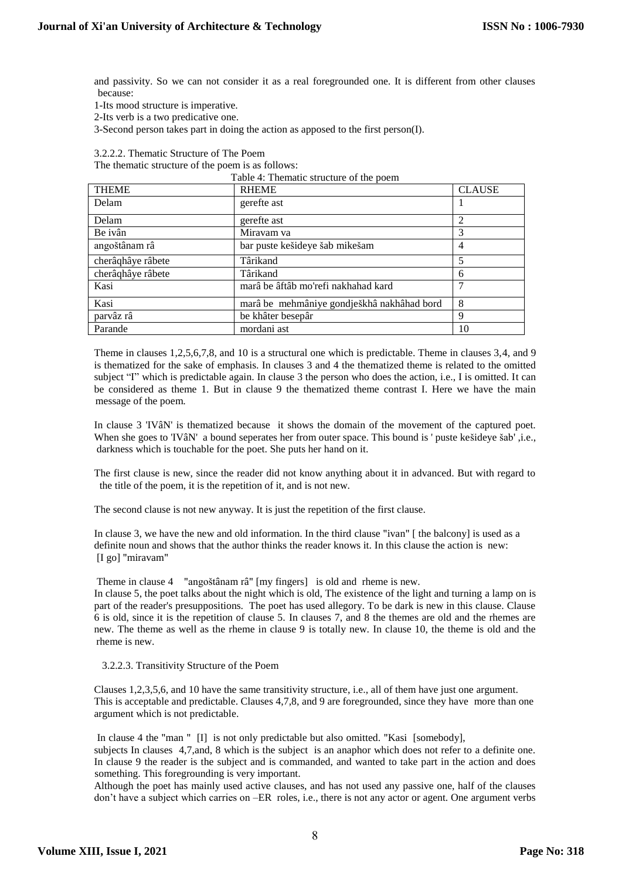and passivity. So we can not consider it as a real foregrounded one. It is different from other clauses because:

1-Its mood structure is imperative.

2-Its verb is a two predicative one.

3-Second person takes part in doing the action as apposed to the first person(I).

3.2.2.2. Thematic Structure of The Poem

The thematic structure of the poem is as follows:

Table 4: Thematic structure of the poem

| THEME | RHEME | CLAUSE |
|---|---|---|
| Delam | gerefte ast | 1 |
| Delam | gerefte ast | 2 |
| Be ivân | Miravam va | 3 |
| angoštânam râ | bar puste kešideye šab mikešam | 4 |
| cherâqhâye râbete | Târikand | 5 |
| cherâqhâye râbete | Târikand | 6 |
| Kasi | marâ be âftâb mo'refi nakhahad kard | 7 |
| Kasi | marâ be mehmâniye gondješkhâ nakhâhad bord | 8 |
| parvâz râ | be khâter besepâr | 9 |
| Parande | mordani ast | 10 |

Theme in clauses 1,2,5,6,7,8, and 10 is a structural one which is predictable. Theme in clauses 3,4, and 9 is thematized for the sake of emphasis. In clauses 3 and 4 the thematized theme is related to the omitted subject "I" which is predictable again. In clause 3 the person who does the action, i.e., I is omitted. It can be considered as theme 1. But in clause 9 the thematized theme contrast I. Here we have the main message of the poem.

In clause 3 'IVâN' is thematized because it shows the domain of the movement of the captured poet. When she goes to 'IVâN' a bound seperates her from outer space. This bound is ' puste kešideye šab' ,i.e., darkness which is touchable for the poet. She puts her hand on it.

The first clause is new, since the reader did not know anything about it in advanced. But with regard to the title of the poem, it is the repetition of it, and is not new.

The second clause is not new anyway. It is just the repetition of the first clause.

In clause 3, we have the new and old information. In the third clause "ivan" [ the balcony] is used as a definite noun and shows that the author thinks the reader knows it. In this clause the action is new: [I go] "miravam"

Theme in clause 4 "angoštânam râ" [my fingers] is old and rheme is new.

In clause 5, the poet talks about the night which is old, The existence of the light and turning a lamp on is part of the reader's presuppositions. The poet has used allegory. To be dark is new in this clause. Clause 6 is old, since it is the repetition of clause 5. In clauses 7, and 8 the themes are old and the rhemes are new. The theme as well as the rheme in clause 9 is totally new. In clause 10, the theme is old and the rheme is new.

3.2.2.3. Transitivity Structure of the Poem

Clauses 1,2,3,5,6, and 10 have the same transitivity structure, i.e., all of them have just one argument. This is acceptable and predictable. Clauses 4,7,8, and 9 are foregrounded, since they have more than one argument which is not predictable.

In clause 4 the "man " [I] is not only predictable but also omitted. "Kasi [somebody], subjects In clauses 4,7,and, 8 which is the subject is an anaphor which does not refer to a definite one. In clause 9 the reader is the subject and is commanded, and wanted to take part in the action and does something. This foregrounding is very important.

Although the poet has mainly used active clauses, and has not used any passive one, half of the clauses don't have a subject which carries on –ER roles, i.e., there is not any actor or agent. One argument verbs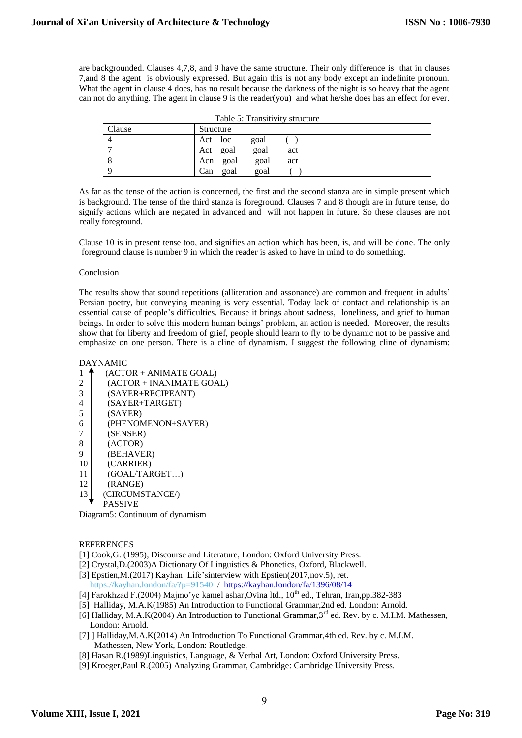are backgrounded. Clauses 4,7,8, and 9 have the same structure. Their only difference is that in clauses 7,and 8 the agent is obviously expressed. But again this is not any body except an indefinite pronoun. What the agent in clause 4 does, has no result because the darkness of the night is so heavy that the agent can not do anything. The agent in clause 9 is the reader(you) and what he/she does has an effect for ever.

Table 5: Transitivity structure

| Clause | Structure |
|---|---|
| 4 | Act loc goal ( ) |
| 7 | Act goal goal act |
| 8 | Acn goal goal acr |
| 9 | Can goal goal ( ) |

As far as the tense of the action is concerned, the first and the second stanza are in simple present which is background. The tense of the third stanza is foreground. Clauses 7 and 8 though are in future tense, do signify actions which are negated in advanced and will not happen in future. So these clauses are not really foreground.

Clause 10 is in present tense too, and signifies an action which has been, is, and will be done. The only foreground clause is number 9 in which the reader is asked to have in mind to do something.

## Conclusion

The results show that sound repetitions (alliteration and assonance) are common and frequent in adults' Persian poetry, but conveying meaning is very essential. Today lack of contact and relationship is an essential cause of people's difficulties. Because it brings about sadness, loneliness, and grief to human beings. In order to solve this modern human beings' problem, an action is needed. Moreover, the results show that for liberty and freedom of grief, people should learn to fly to be dynamic not to be passive and emphasize on one person. There is a cline of dynamism. I suggest the following cline of dynamism:

DAYNAMIC
1 (ACTOR + ANIMATE GOAL)
2 (ACTOR + INANIMATE GOAL)
3 (SAYER+RECIPEANT)
4 (SAYER+TARGET)
5 (SAYER)
6 (PHENOMENON+SAYER)
7 (SENSER)
8 (ACTOR)
9 (BEHAVER)
10 (CARRIER)
11 (GOAL/TARGET…)
12 (RANGE)
13 (CIRCUMSTANCE/)
PASSIVE

Diagram5: Continuum of dynamism

## REFERENCES

[1] Cook,G. (1995), Discourse and Literature, London: Oxford University Press.
[2] Crystal,D.(2003)A Dictionary Of Linguistics & Phonetics, Oxford, Blackwell.
[3] Epstien,M.(2017) Kayhan Life'sinterview with Epstien(2017,nov.5), ret. https://kayhan.london/fa/?p=91540 / https://kayhan.london/fa/1396/08/14
[4] Farokhzad F.(2004) Majmo'ye kamel ashar,Ovina ltd., 10th ed., Tehran, Iran,pp.382-383
[5] Halliday, M.A.K(1985) An Introduction to Functional Grammar,2nd ed. London: Arnold.
[6] Halliday, M.A.K(2004) An Introduction to Functional Grammar,3rd ed. Rev. by c. M.I.M. Mathessen, London: Arnold.
[7] ] Halliday,M.A.K(2014) An Introduction To Functional Grammar,4th ed. Rev. by c. M.I.M. Mathessen, New York, London: Routledge.
[8] Hasan R.(1989)Linguistics, Language, & Verbal Art, London: Oxford University Press.
[9] Kroeger,Paul R.(2005) Analyzing Grammar, Cambridge: Cambridge University Press.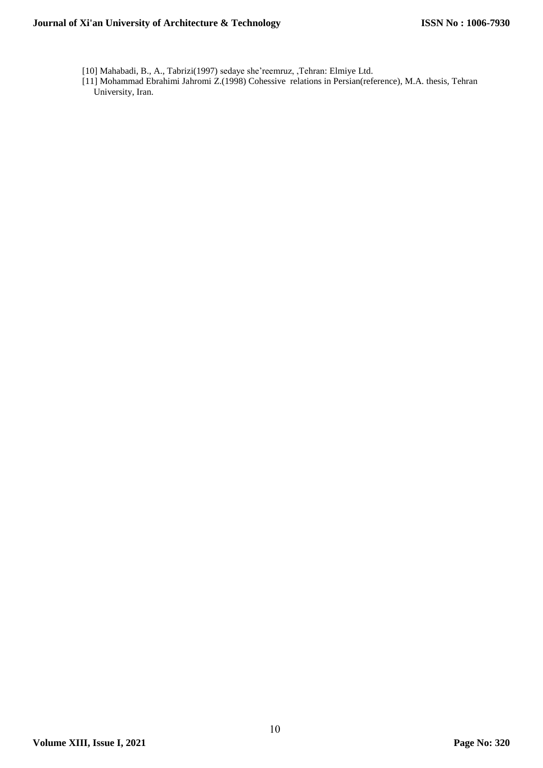[10] Mahabadi, B., A., Tabrizi(1997) sedaye she'reemruz, ,Tehran: Elmiye Ltd.

[11] Mohammad Ebrahimi Jahromi Z.(1998) Cohessive relations in Persian(reference), M.A. thesis, Tehran University, Iran.